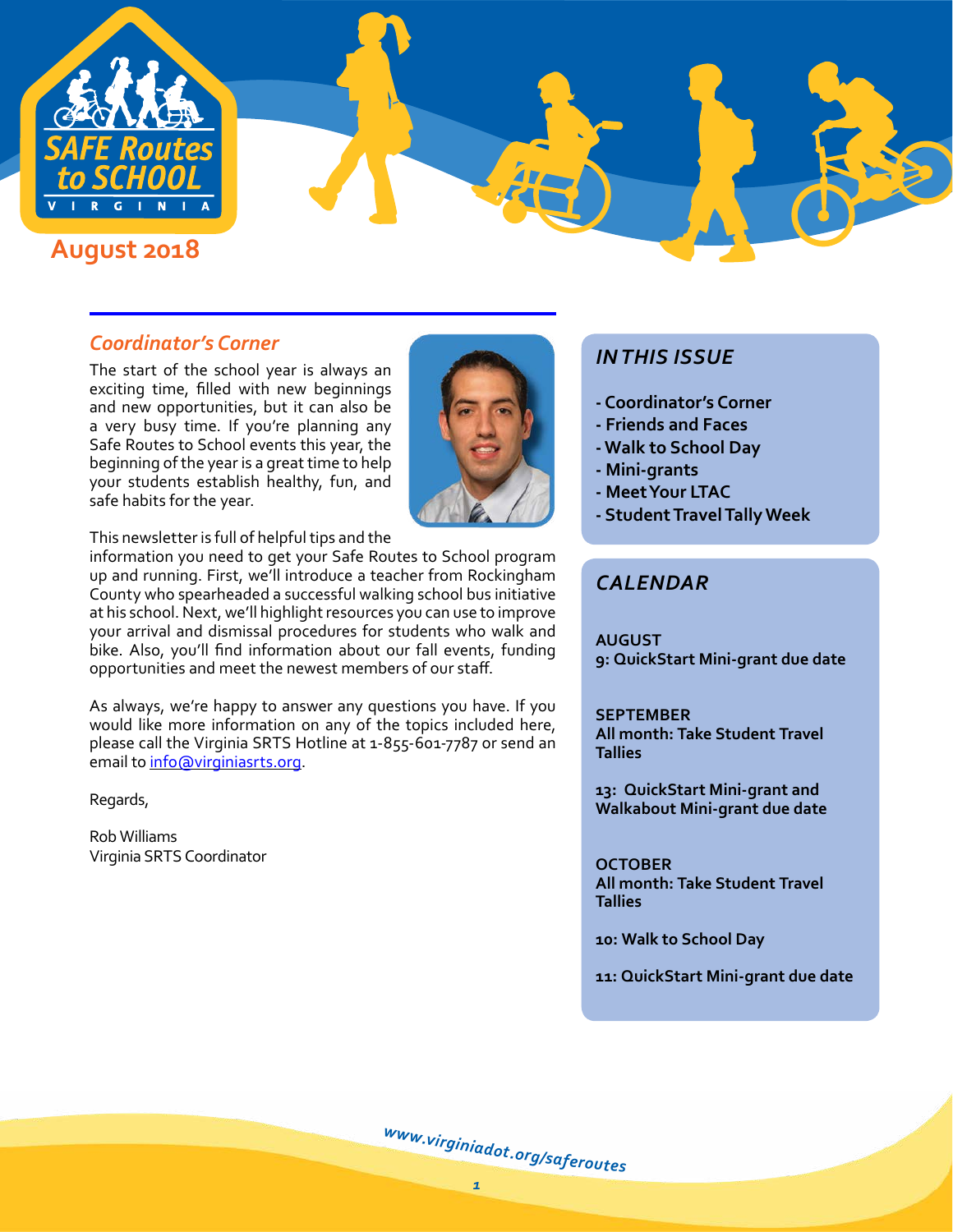# SAFE Routes to SCHOOL VIRGINIA

**August 2018**

## *Coordinator's Corner*

The start of the school year is always an exciting time, filled with new beginnings and new opportunities, but it can also be a very busy time. If you're planning any Safe Routes to School events this year, the beginning of the year is a great time to help your students establish healthy, fun, and safe habits for the year.

This newsletter is full of helpful tips and the information you need to get your Safe Routes to School program up and running. First, we'll introduce a teacher from Rockingham County who spearheaded a successful walking school bus initiative at his school. Next, we'll highlight resources you can use to improve your arrival and dismissal procedures for students who walk and bike. Also, you'll find information about our fall events, funding opportunities and meet the newest members of our staff.

As always, we're happy to answer any questions you have. If you would like more information on any of the topics included here, please call the Virginia SRTS Hotline at 1-855-601-7787 or send an email to [info@virginiasrts.org](mailto:info@virginiasrts.org).

Regards,

Rob Williams
Virginia SRTS Coordinator

## *IN THIS ISSUE*

- **Coordinator's Corner**
- **Friends and Faces**
- **Walk to School Day**
- **Mini-grants**
- **Meet Your LTAC**
- **Student Travel Tally Week**

## *CALENDAR*

**AUGUST**
**9: QuickStart Mini-grant due date**

**SEPTEMBER**
**All month: Take Student Travel Tallies**

**13: QuickStart Mini-grant and Walkabout Mini-grant due date**

**OCTOBER**
**All month: Take Student Travel Tallies**

**10: Walk to School Day**

**11: QuickStart Mini-grant due date**

*www.virginiadot.org/saferoutes*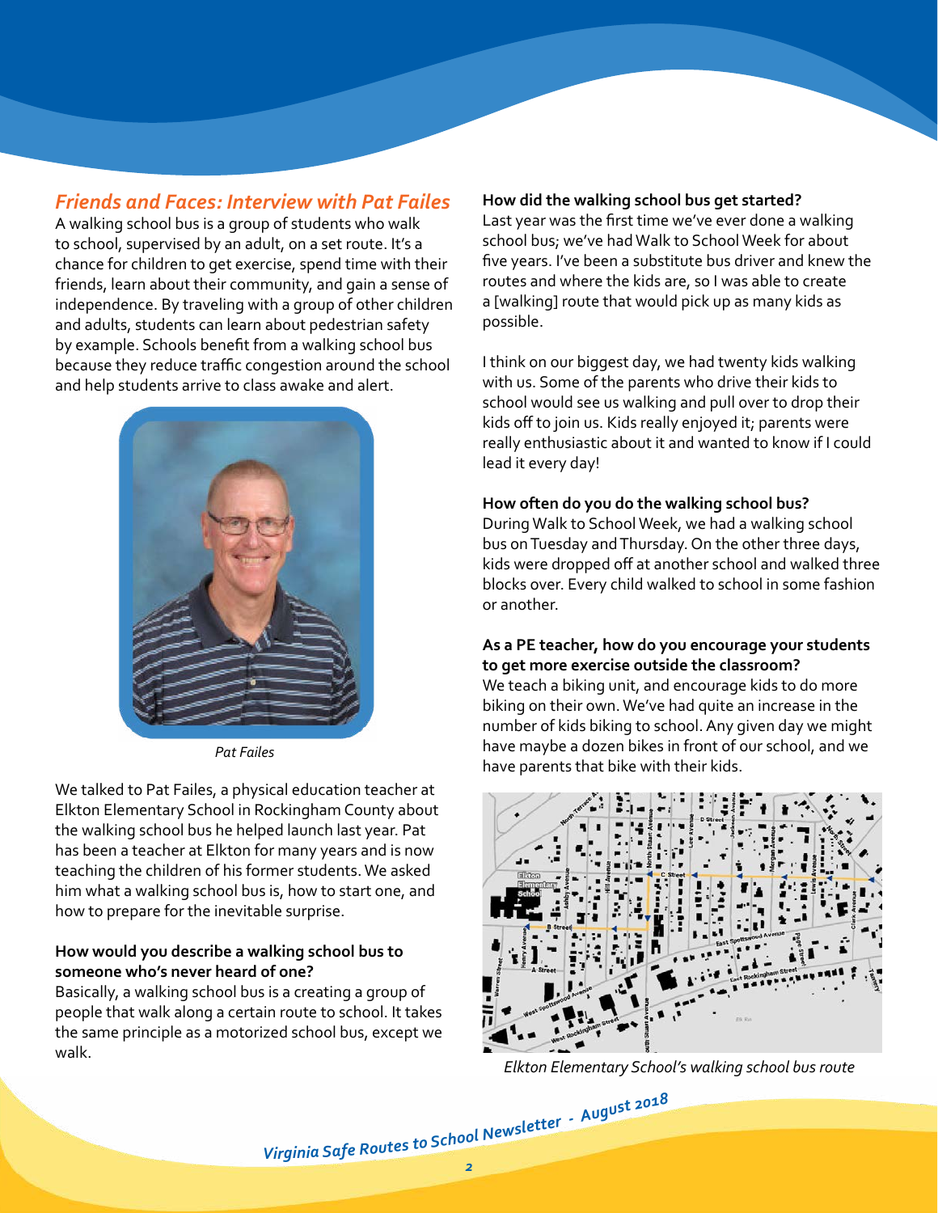## *Friends and Faces: Interview with Pat Failes*

A walking school bus is a group of students who walk to school, supervised by an adult, on a set route. It's a chance for children to get exercise, spend time with their friends, learn about their community, and gain a sense of independence. By traveling with a group of other children and adults, students can learn about pedestrian safety by example. Schools benefit from a walking school bus because they reduce traffic congestion around the school and help students arrive to class awake and alert.

*Pat Failes*

We talked to Pat Failes, a physical education teacher at Elkton Elementary School in Rockingham County about the walking school bus he helped launch last year. Pat has been a teacher at Elkton for many years and is now teaching the children of his former students. We asked him what a walking school bus is, how to start one, and how to prepare for the inevitable surprise.

**How would you describe a walking school bus to someone who's never heard of one?**

Basically, a walking school bus is a creating a group of people that walk along a certain route to school. It takes the same principle as a motorized school bus, except we walk.

**How did the walking school bus get started?**

Last year was the first time we've ever done a walking school bus; we've had Walk to School Week for about five years. I've been a substitute bus driver and knew the routes and where the kids are, so I was able to create a [walking] route that would pick up as many kids as possible.

I think on our biggest day, we had twenty kids walking with us. Some of the parents who drive their kids to school would see us walking and pull over to drop their kids off to join us. Kids really enjoyed it; parents were really enthusiastic about it and wanted to know if I could lead it every day!

**How often do you do the walking school bus?**

During Walk to School Week, we had a walking school bus on Tuesday and Thursday. On the other three days, kids were dropped off at another school and walked three blocks over. Every child walked to school in some fashion or another.

**As a PE teacher, how do you encourage your students to get more exercise outside the classroom?**

We teach a biking unit, and encourage kids to do more biking on their own. We've had quite an increase in the number of kids biking to school. Any given day we might have maybe a dozen bikes in front of our school, and we have parents that bike with their kids.

*Elkton Elementary School's walking school bus route*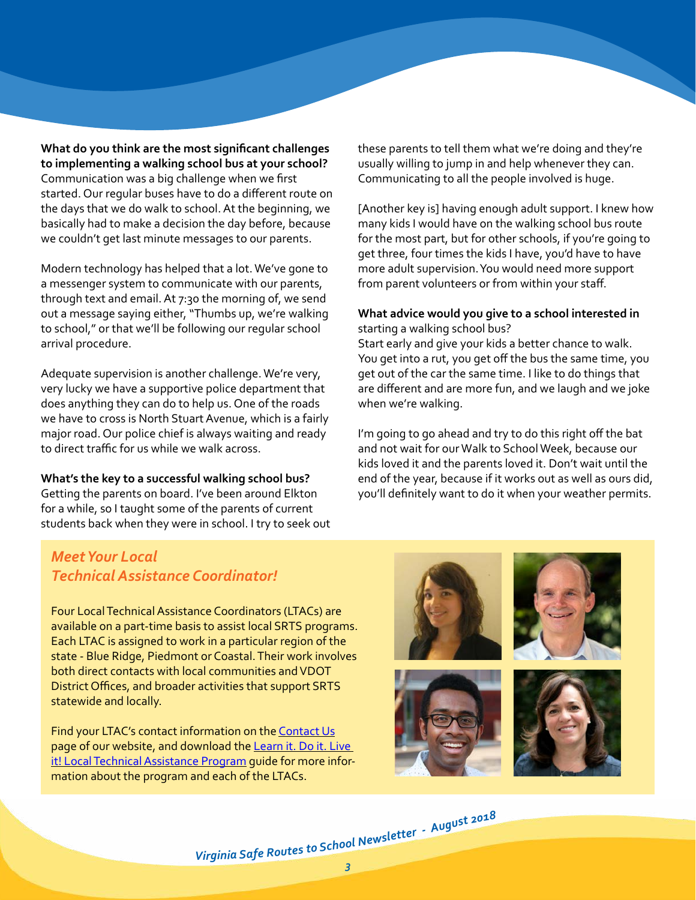**What do you think are the most significant challenges to implementing a walking school bus at your school?**
Communication was a big challenge when we first started. Our regular buses have to do a different route on the days that we do walk to school. At the beginning, we basically had to make a decision the day before, because we couldn't get last minute messages to our parents.

Modern technology has helped that a lot. We've gone to a messenger system to communicate with our parents, through text and email. At 7:30 the morning of, we send out a message saying either, "Thumbs up, we're walking to school," or that we'll be following our regular school arrival procedure.

Adequate supervision is another challenge. We're very, very lucky we have a supportive police department that does anything they can do to help us. One of the roads we have to cross is North Stuart Avenue, which is a fairly major road. Our police chief is always waiting and ready to direct traffic for us while we walk across.

**What's the key to a successful walking school bus?**
Getting the parents on board. I've been around Elkton for a while, so I taught some of the parents of current students back when they were in school. I try to seek out these parents to tell them what we're doing and they're usually willing to jump in and help whenever they can. Communicating to all the people involved is huge.

[Another key is] having enough adult support. I knew how many kids I would have on the walking school bus route for the most part, but for other schools, if you're going to get three, four times the kids I have, you'd have to have more adult supervision. You would need more support from parent volunteers or from within your staff.

**What advice would you give to a school interested in** starting a walking school bus?
Start early and give your kids a better chance to walk. You get into a rut, you get off the bus the same time, you get out of the car the same time. I like to do things that are different and are more fun, and we laugh and we joke when we're walking.

I'm going to go ahead and try to do this right off the bat and not wait for our Walk to School Week, because our kids loved it and the parents loved it. Don't wait until the end of the year, because if it works out as well as ours did, you'll definitely want to do it when your weather permits.

## *Meet Your Local Technical Assistance Coordinator!*

Four Local Technical Assistance Coordinators (LTACs) are available on a part-time basis to assist local SRTS programs. Each LTAC is assigned to work in a particular region of the state - Blue Ridge, Piedmont or Coastal. Their work involves both direct contacts with local communities and VDOT District Offices, and broader activities that support SRTS statewide and locally.

Find your LTAC's contact information on the Contact Us page of our website, and download the Learn it. Do it. Live it! Local Technical Assistance Program guide for more information about the program and each of the LTACs.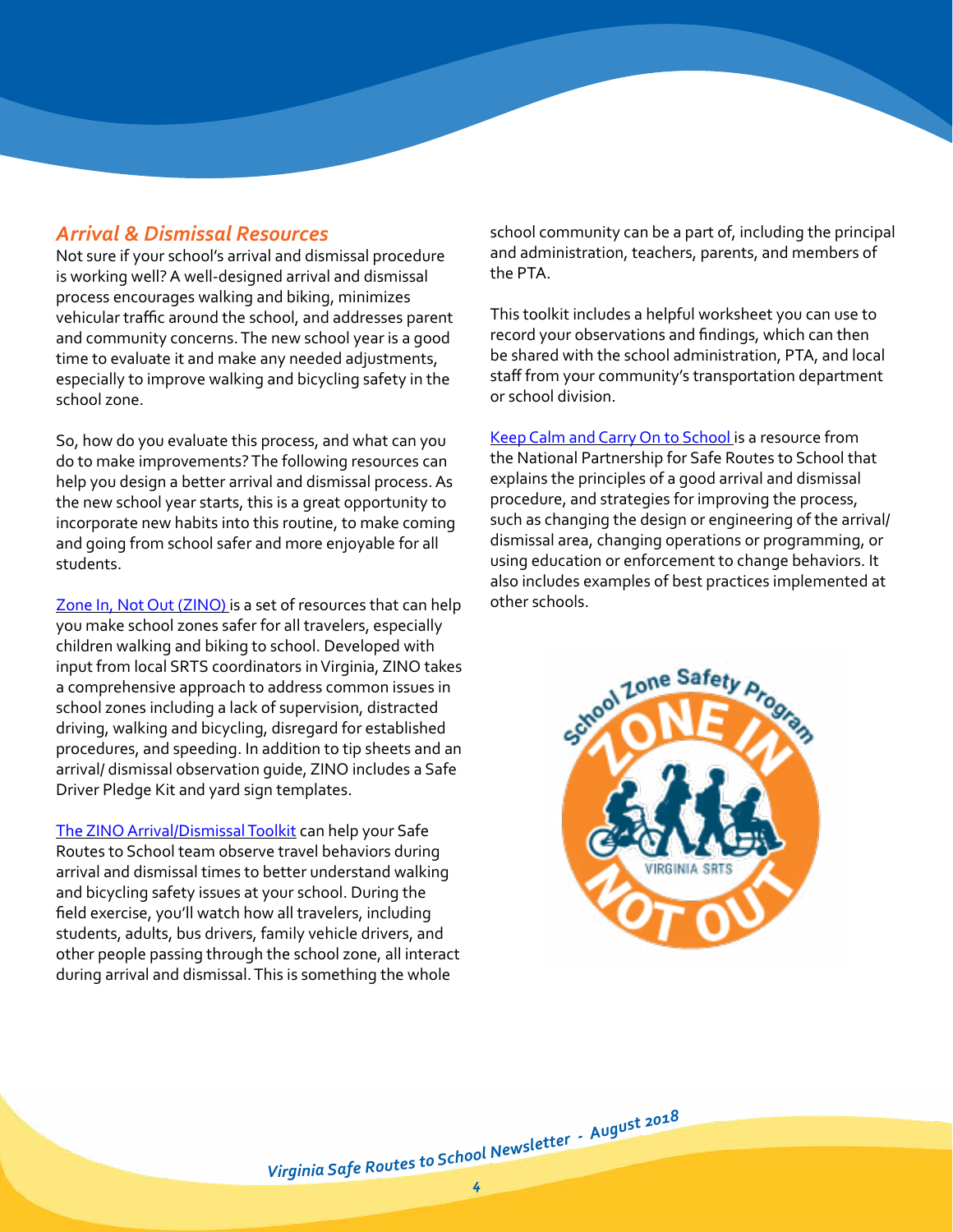## *Arrival & Dismissal Resources*

Not sure if your school's arrival and dismissal procedure is working well? A well-designed arrival and dismissal process encourages walking and biking, minimizes vehicular traffic around the school, and addresses parent and community concerns. The new school year is a good time to evaluate it and make any needed adjustments, especially to improve walking and bicycling safety in the school zone.

So, how do you evaluate this process, and what can you do to make improvements? The following resources can help you design a better arrival and dismissal process. As the new school year starts, this is a great opportunity to incorporate new habits into this routine, to make coming and going from school safer and more enjoyable for all students.

Zone In, Not Out (ZINO) is a set of resources that can help you make school zones safer for all travelers, especially children walking and biking to school. Developed with input from local SRTS coordinators in Virginia, ZINO takes a comprehensive approach to address common issues in school zones including a lack of supervision, distracted driving, walking and bicycling, disregard for established procedures, and speeding. In addition to tip sheets and an arrival/ dismissal observation guide, ZINO includes a Safe Driver Pledge Kit and yard sign templates.

The ZINO Arrival/Dismissal Toolkit can help your Safe Routes to School team observe travel behaviors during arrival and dismissal times to better understand walking and bicycling safety issues at your school. During the field exercise, you'll watch how all travelers, including students, adults, bus drivers, family vehicle drivers, and other people passing through the school zone, all interact during arrival and dismissal. This is something the whole school community can be a part of, including the principal and administration, teachers, parents, and members of the PTA.

This toolkit includes a helpful worksheet you can use to record your observations and findings, which can then be shared with the school administration, PTA, and local staff from your community's transportation department or school division.

Keep Calm and Carry On to School is a resource from the National Partnership for Safe Routes to School that explains the principles of a good arrival and dismissal procedure, and strategies for improving the process, such as changing the design or engineering of the arrival/ dismissal area, changing operations or programming, or using education or enforcement to change behaviors. It also includes examples of best practices implemented at other schools.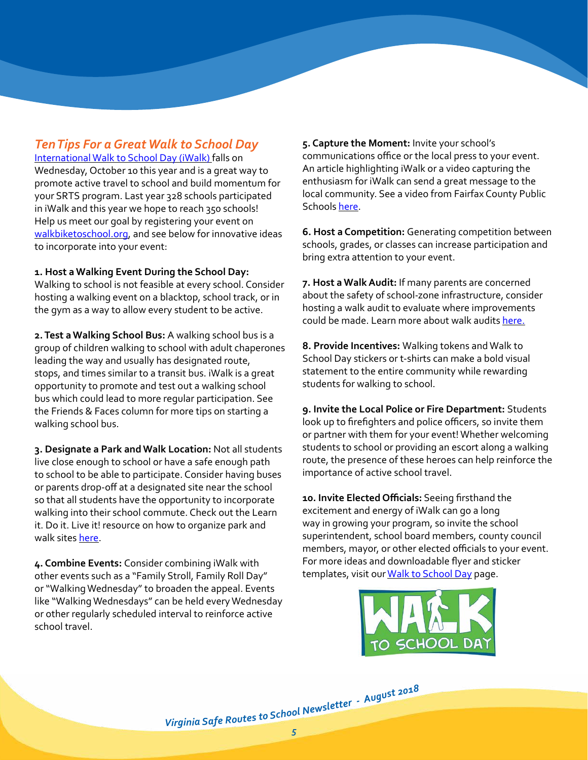## *Ten Tips For a Great Walk to School Day*

International Walk to School Day (iWalk) falls on Wednesday, October 10 this year and is a great way to promote active travel to school and build momentum for your SRTS program. Last year 328 schools participated in iWalk and this year we hope to reach 350 schools! Help us meet our goal by registering your event on walkbiketoschool.org, and see below for innovative ideas to incorporate into your event:

**1. Host a Walking Event During the School Day:** Walking to school is not feasible at every school. Consider hosting a walking event on a blacktop, school track, or in the gym as a way to allow every student to be active.

**2. Test a Walking School Bus:** A walking school bus is a group of children walking to school with adult chaperones leading the way and usually has designated route, stops, and times similar to a transit bus. iWalk is a great opportunity to promote and test out a walking school bus which could lead to more regular participation. See the Friends & Faces column for more tips on starting a walking school bus.

**3. Designate a Park and Walk Location:** Not all students live close enough to school or have a safe enough path to school to be able to participate. Consider having buses or parents drop-off at a designated site near the school so that all students have the opportunity to incorporate walking into their school commute. Check out the Learn it. Do it. Live it! resource on how to organize park and walk sites here.

**4. Combine Events:** Consider combining iWalk with other events such as a "Family Stroll, Family Roll Day" or "Walking Wednesday" to broaden the appeal. Events like "Walking Wednesdays" can be held every Wednesday or other regularly scheduled interval to reinforce active school travel.

**5. Capture the Moment:** Invite your school's communications office or the local press to your event. An article highlighting iWalk or a video capturing the enthusiasm for iWalk can send a great message to the local community. See a video from Fairfax County Public Schools here.

**6. Host a Competition:** Generating competition between schools, grades, or classes can increase participation and bring extra attention to your event.

**7. Host a Walk Audit:** If many parents are concerned about the safety of school-zone infrastructure, consider hosting a walk audit to evaluate where improvements could be made. Learn more about walk audits here.

**8. Provide Incentives:** Walking tokens and Walk to School Day stickers or t-shirts can make a bold visual statement to the entire community while rewarding students for walking to school.

**9. Invite the Local Police or Fire Department:** Students look up to firefighters and police officers, so invite them or partner with them for your event! Whether welcoming students to school or providing an escort along a walking route, the presence of these heroes can help reinforce the importance of active school travel.

**10. Invite Elected Officials:** Seeing firsthand the excitement and energy of iWalk can go a long way in growing your program, so invite the school superintendent, school board members, county council members, mayor, or other elected officials to your event. For more ideas and downloadable flyer and sticker templates, visit our Walk to School Day page.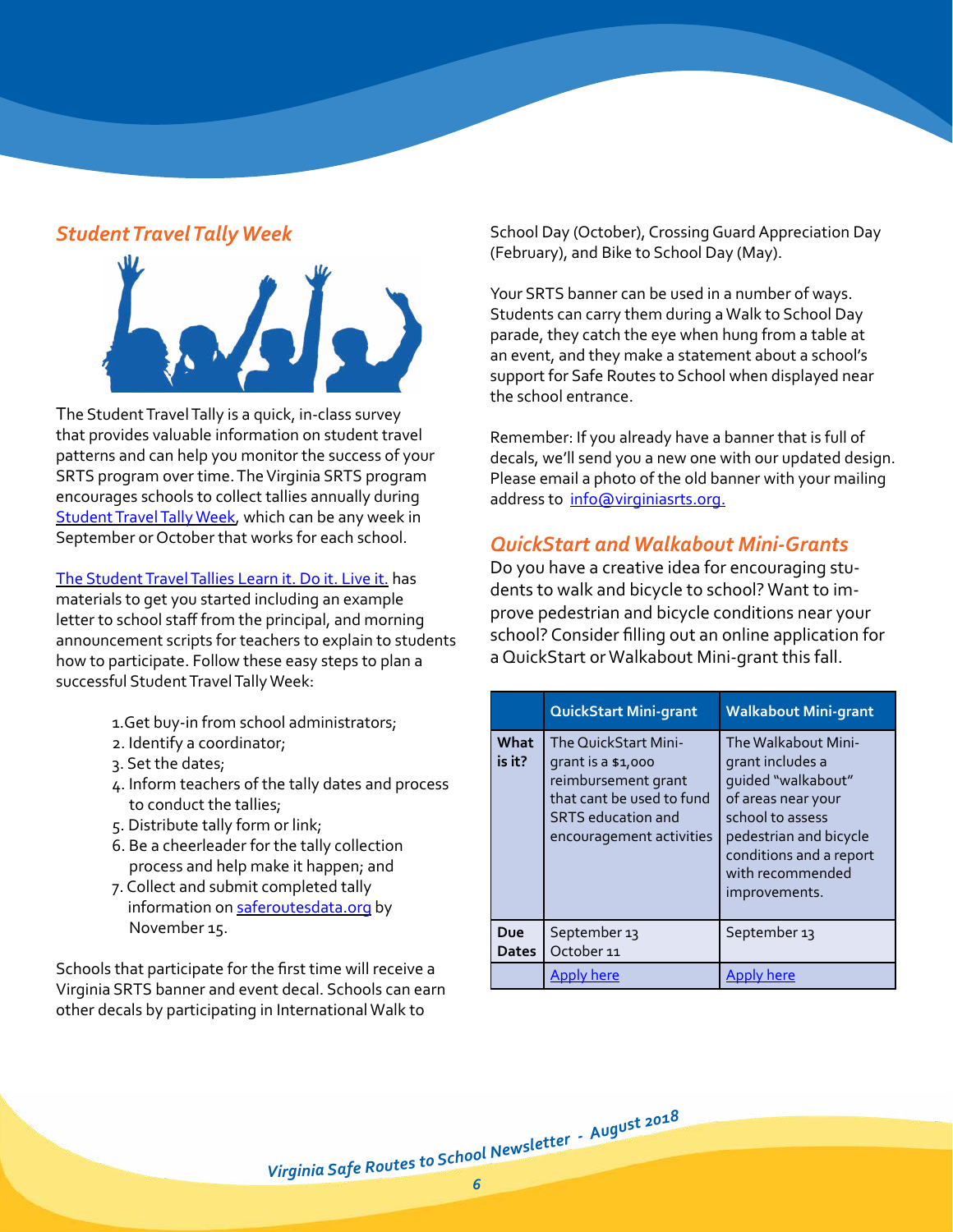## *Student Travel Tally Week*

The Student Travel Tally is a quick, in-class survey that provides valuable information on student travel patterns and can help you monitor the success of your SRTS program over time. The Virginia SRTS program encourages schools to collect tallies annually during Student Travel Tally Week, which can be any week in September or October that works for each school.

The Student Travel Tallies Learn it. Do it. Live it. has materials to get you started including an example letter to school staff from the principal, and morning announcement scripts for teachers to explain to students how to participate. Follow these easy steps to plan a successful Student Travel Tally Week:

1. Get buy-in from school administrators;
2. Identify a coordinator;
3. Set the dates;
4. Inform teachers of the tally dates and process to conduct the tallies;
5. Distribute tally form or link;
6. Be a cheerleader for the tally collection process and help make it happen; and
7. Collect and submit completed tally information on saferoutesdata.org by November 15.

Schools that participate for the first time will receive a Virginia SRTS banner and event decal. Schools can earn other decals by participating in International Walk to School Day (October), Crossing Guard Appreciation Day (February), and Bike to School Day (May).

Your SRTS banner can be used in a number of ways. Students can carry them during a Walk to School Day parade, they catch the eye when hung from a table at an event, and they make a statement about a school's support for Safe Routes to School when displayed near the school entrance.

Remember: If you already have a banner that is full of decals, we'll send you a new one with our updated design. Please email a photo of the old banner with your mailing address to info@virginiasrts.org.

## *QuickStart and Walkabout Mini-Grants*

Do you have a creative idea for encouraging students to walk and bicycle to school? Want to improve pedestrian and bicycle conditions near your school? Consider filling out an online application for a QuickStart or Walkabout Mini-grant this fall.

| | QuickStart Mini-grant | Walkabout Mini-grant |
|---|---|---|
| **What is it?** | The QuickStart Mini-grant is a $1,000 reimbursement grant that cant be used to fund SRTS education and encouragement activities | The Walkabout Mini-grant includes a guided "walkabout" of areas near your school to assess pedestrian and bicycle conditions and a report with recommended improvements. |
| **Due Dates** | September 13<br>October 11 | September 13 |
| | Apply here | Apply here |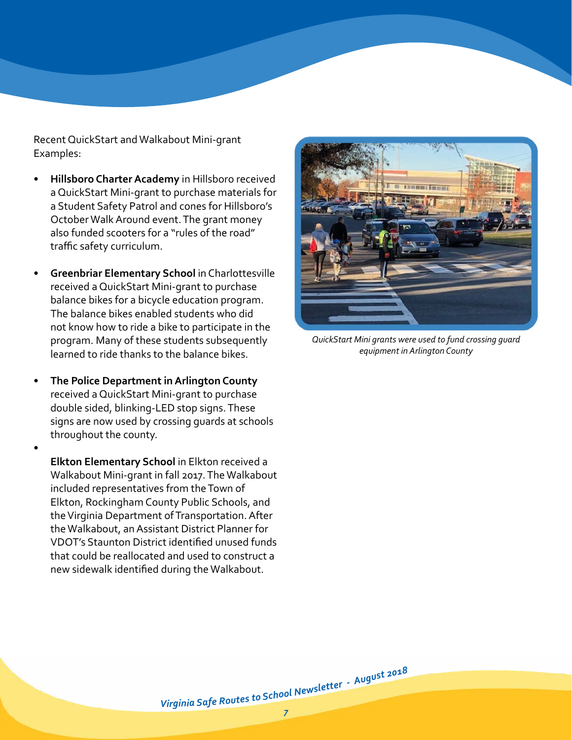Recent QuickStart and Walkabout Mini-grant Examples:

- **Hillsboro Charter Academy** in Hillsboro received a QuickStart Mini-grant to purchase materials for a Student Safety Patrol and cones for Hillsboro's October Walk Around event. The grant money also funded scooters for a "rules of the road" traffic safety curriculum.

- **Greenbriar Elementary School** in Charlottesville received a QuickStart Mini-grant to purchase balance bikes for a bicycle education program. The balance bikes enabled students who did not know how to ride a bike to participate in the program. Many of these students subsequently learned to ride thanks to the balance bikes.

- **The Police Department in Arlington County** received a QuickStart Mini-grant to purchase double sided, blinking-LED stop signs. These signs are now used by crossing guards at schools throughout the county.

- **Elkton Elementary School** in Elkton received a Walkabout Mini-grant in fall 2017. The Walkabout included representatives from the Town of Elkton, Rockingham County Public Schools, and the Virginia Department of Transportation. After the Walkabout, an Assistant District Planner for VDOT's Staunton District identified unused funds that could be reallocated and used to construct a new sidewalk identified during the Walkabout.

*QuickStart Mini grants were used to fund crossing guard equipment in Arlington County*